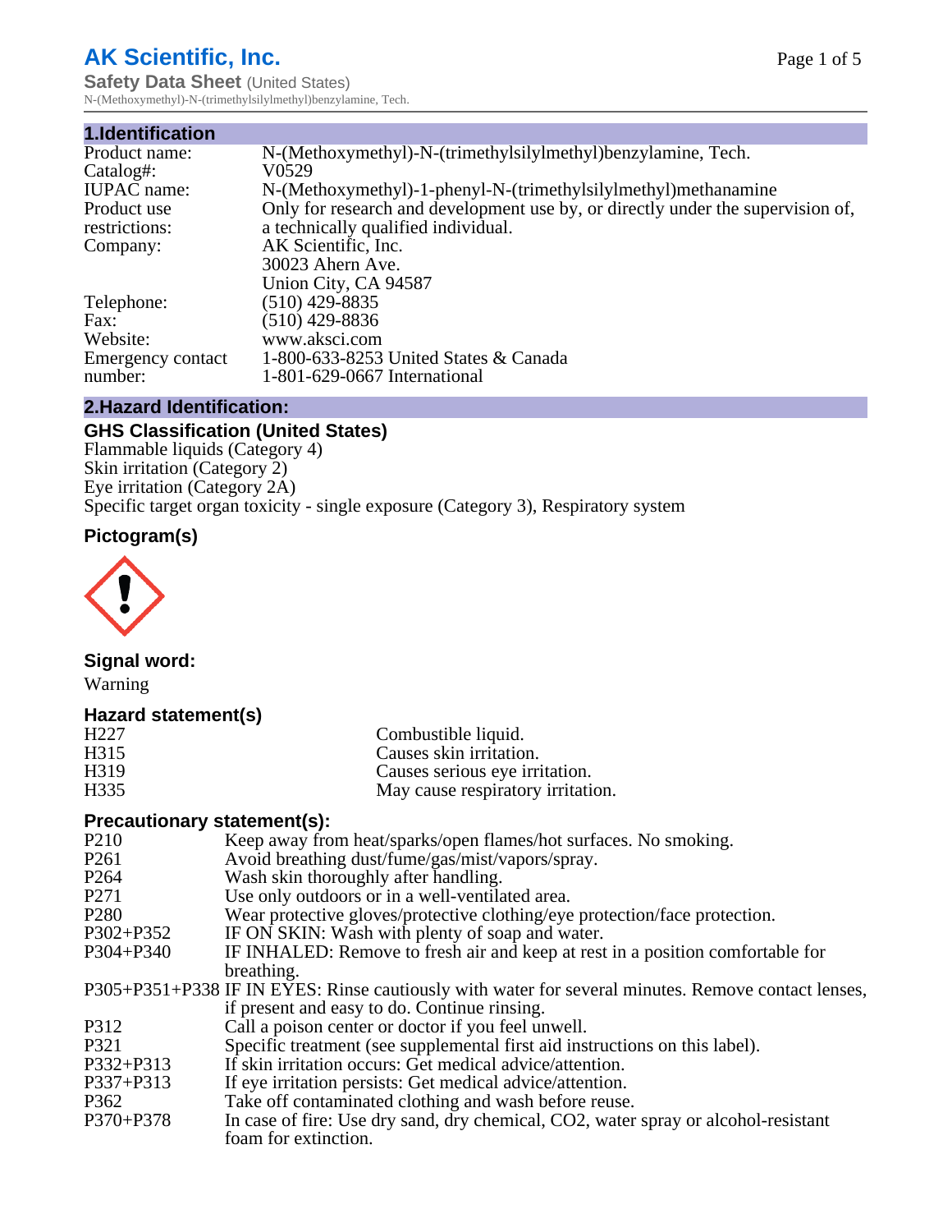# AK Scientific, Inc.

**Safety Data Sheet** (United States)

N-(Methoxymethyl)-N-(trimethylsilylmethyl)benzylamine, Tech.

## 1.Identification

| | |
|---|---|
| Product name: | N-(Methoxymethyl)-N-(trimethylsilylmethyl)benzylamine, Tech. |
| Catalog#: | V0529 |
| IUPAC name: | N-(Methoxymethyl)-1-phenyl-N-(trimethylsilylmethyl)methanamine |
| Product use restrictions: | Only for research and development use by, or directly under the supervision of, a technically qualified individual. |
| Company: | AK Scientific, Inc.<br>30023 Ahern Ave.<br>Union City, CA 94587 |
| Telephone: | (510) 429-8835 |
| Fax: | (510) 429-8836 |
| Website: | www.aksci.com |
| Emergency contact number: | 1-800-633-8253 United States & Canada<br>1-801-629-0667 International |

## 2.Hazard Identification:

### GHS Classification (United States)

Flammable liquids (Category 4)
Skin irritation (Category 2)
Eye irritation (Category 2A)
Specific target organ toxicity - single exposure (Category 3), Respiratory system

### Pictogram(s)

### Signal word:

Warning

### Hazard statement(s)

| | |
|---|---|
| H227 | Combustible liquid. |
| H315 | Causes skin irritation. |
| H319 | Causes serious eye irritation. |
| H335 | May cause respiratory irritation. |

### Precautionary statement(s):

| | |
|---|---|
| P210 | Keep away from heat/sparks/open flames/hot surfaces. No smoking. |
| P261 | Avoid breathing dust/fume/gas/mist/vapors/spray. |
| P264 | Wash skin thoroughly after handling. |
| P271 | Use only outdoors or in a well-ventilated area. |
| P280 | Wear protective gloves/protective clothing/eye protection/face protection. |
| P302+P352 | IF ON SKIN: Wash with plenty of soap and water. |
| P304+P340 | IF INHALED: Remove to fresh air and keep at rest in a position comfortable for breathing. |
| P305+P351+P338 | IF IN EYES: Rinse cautiously with water for several minutes. Remove contact lenses, if present and easy to do. Continue rinsing. |
| P312 | Call a poison center or doctor if you feel unwell. |
| P321 | Specific treatment (see supplemental first aid instructions on this label). |
| P332+P313 | If skin irritation occurs: Get medical advice/attention. |
| P337+P313 | If eye irritation persists: Get medical advice/attention. |
| P362 | Take off contaminated clothing and wash before reuse. |
| P370+P378 | In case of fire: Use dry sand, dry chemical, CO2, water spray or alcohol-resistant foam for extinction. |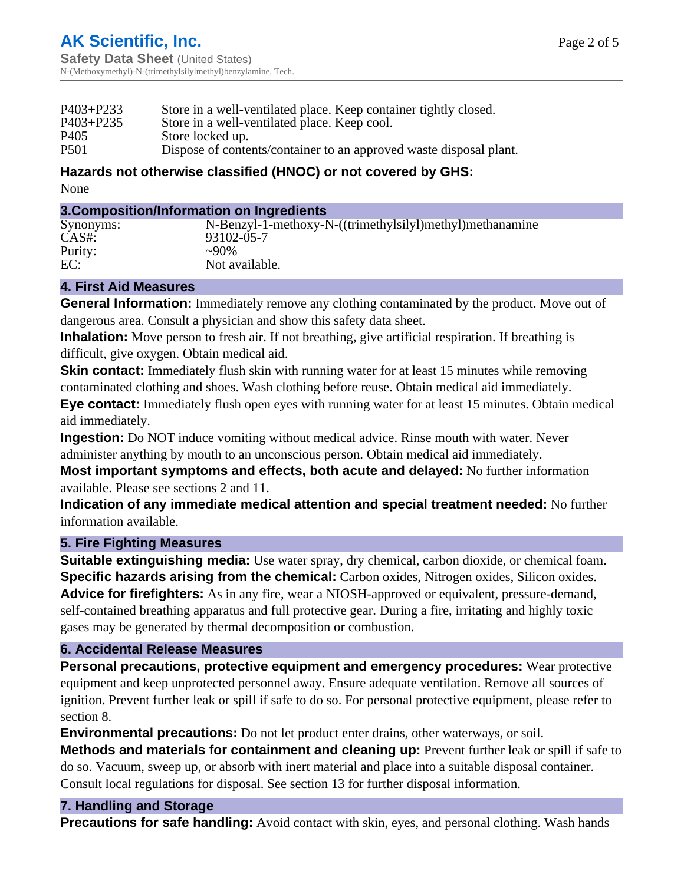| | |
|---|---|
| P403+P233 | Store in a well-ventilated place. Keep container tightly closed. |
| P403+P235 | Store in a well-ventilated place. Keep cool. |
| P405 | Store locked up. |
| P501 | Dispose of contents/container to an approved waste disposal plant. |

**Hazards not otherwise classified (HNOC) or not covered by GHS:**

None

## 3.Composition/Information on Ingredients

| | |
|---|---|
| Synonyms: | N-Benzyl-1-methoxy-N-((trimethylsilyl)methyl)methanamine |
| CAS#: | 93102-05-7 |
| Purity: | ~90% |
| EC: | Not available. |

## 4. First Aid Measures

**General Information:** Immediately remove any clothing contaminated by the product. Move out of dangerous area. Consult a physician and show this safety data sheet.

**Inhalation:** Move person to fresh air. If not breathing, give artificial respiration. If breathing is difficult, give oxygen. Obtain medical aid.

**Skin contact:** Immediately flush skin with running water for at least 15 minutes while removing contaminated clothing and shoes. Wash clothing before reuse. Obtain medical aid immediately.

**Eye contact:** Immediately flush open eyes with running water for at least 15 minutes. Obtain medical aid immediately.

**Ingestion:** Do NOT induce vomiting without medical advice. Rinse mouth with water. Never administer anything by mouth to an unconscious person. Obtain medical aid immediately.

**Most important symptoms and effects, both acute and delayed:** No further information available. Please see sections 2 and 11.

**Indication of any immediate medical attention and special treatment needed:** No further information available.

## 5. Fire Fighting Measures

**Suitable extinguishing media:** Use water spray, dry chemical, carbon dioxide, or chemical foam.

**Specific hazards arising from the chemical:** Carbon oxides, Nitrogen oxides, Silicon oxides.

**Advice for firefighters:** As in any fire, wear a NIOSH-approved or equivalent, pressure-demand, self-contained breathing apparatus and full protective gear. During a fire, irritating and highly toxic gases may be generated by thermal decomposition or combustion.

## 6. Accidental Release Measures

**Personal precautions, protective equipment and emergency procedures:** Wear protective equipment and keep unprotected personnel away. Ensure adequate ventilation. Remove all sources of ignition. Prevent further leak or spill if safe to do so. For personal protective equipment, please refer to section 8.

**Environmental precautions:** Do not let product enter drains, other waterways, or soil.

**Methods and materials for containment and cleaning up:** Prevent further leak or spill if safe to do so. Vacuum, sweep up, or absorb with inert material and place into a suitable disposal container. Consult local regulations for disposal. See section 13 for further disposal information.

## 7. Handling and Storage

**Precautions for safe handling:** Avoid contact with skin, eyes, and personal clothing. Wash hands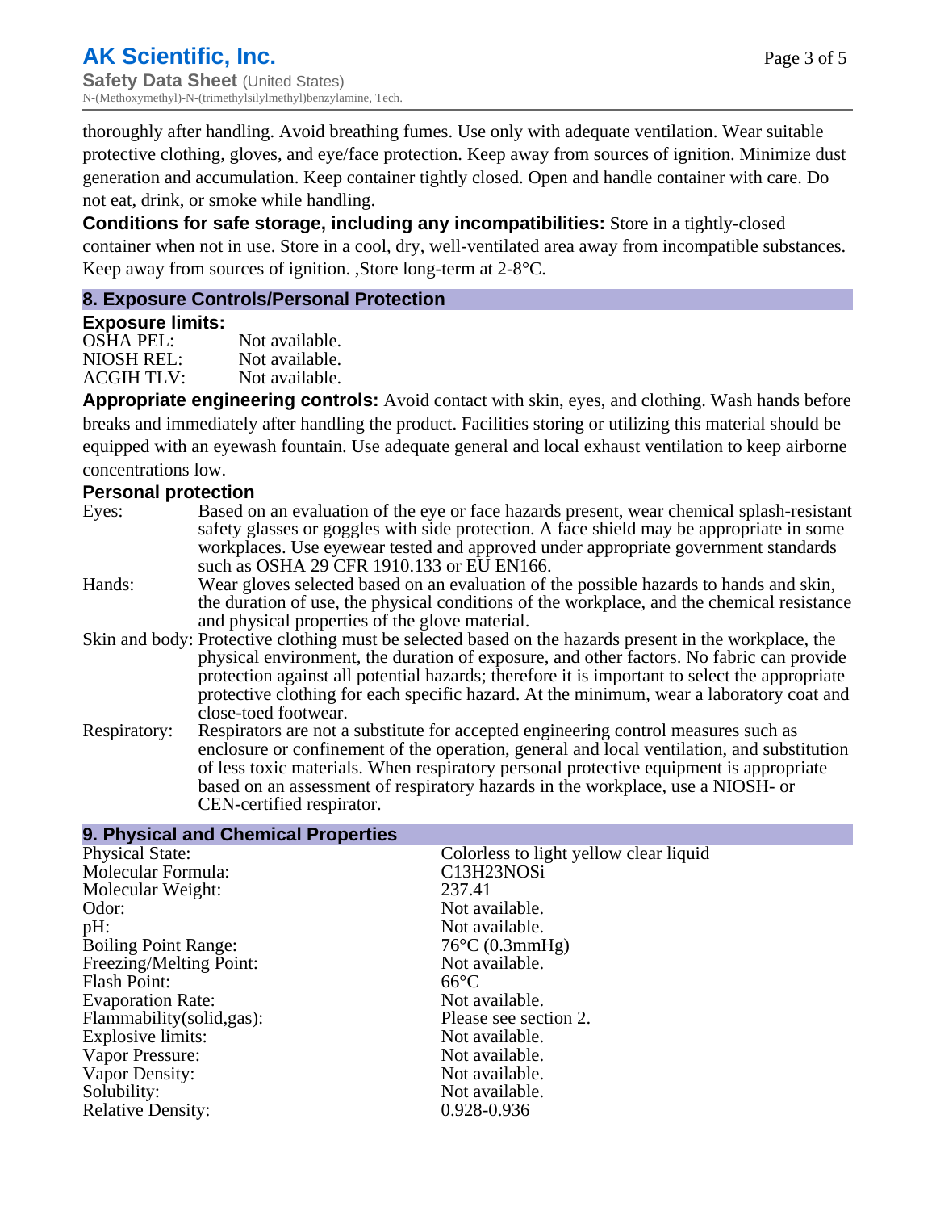thoroughly after handling. Avoid breathing fumes. Use only with adequate ventilation. Wear suitable protective clothing, gloves, and eye/face protection. Keep away from sources of ignition. Minimize dust generation and accumulation. Keep container tightly closed. Open and handle container with care. Do not eat, drink, or smoke while handling.

**Conditions for safe storage, including any incompatibilities:** Store in a tightly-closed container when not in use. Store in a cool, dry, well-ventilated area away from incompatible substances. Keep away from sources of ignition. ,Store long-term at 2-8°C.

## 8. Exposure Controls/Personal Protection

### Exposure limits:

| | |
|---|---|
| OSHA PEL: | Not available. |
| NIOSH REL: | Not available. |
| ACGIH TLV: | Not available. |

**Appropriate engineering controls:** Avoid contact with skin, eyes, and clothing. Wash hands before breaks and immediately after handling the product. Facilities storing or utilizing this material should be equipped with an eyewash fountain. Use adequate general and local exhaust ventilation to keep airborne concentrations low.

### Personal protection

| | |
|---|---|
| Eyes: | Based on an evaluation of the eye or face hazards present, wear chemical splash-resistant safety glasses or goggles with side protection. A face shield may be appropriate in some workplaces. Use eyewear tested and approved under appropriate government standards such as OSHA 29 CFR 1910.133 or EU EN166. |
| Hands: | Wear gloves selected based on an evaluation of the possible hazards to hands and skin, the duration of use, the physical conditions of the workplace, and the chemical resistance and physical properties of the glove material. |
| Skin and body: | Protective clothing must be selected based on the hazards present in the workplace, the physical environment, the duration of exposure, and other factors. No fabric can provide protection against all potential hazards; therefore it is important to select the appropriate protective clothing for each specific hazard. At the minimum, wear a laboratory coat and close-toed footwear. |
| Respiratory: | Respirators are not a substitute for accepted engineering control measures such as enclosure or confinement of the operation, general and local ventilation, and substitution of less toxic materials. When respiratory personal protective equipment is appropriate based on an assessment of respiratory hazards in the workplace, use a NIOSH- or CEN-certified respirator. |

## 9. Physical and Chemical Properties

| | |
|---|---|
| Physical State: | Colorless to light yellow clear liquid |
| Molecular Formula: | C13H23NOSi |
| Molecular Weight: | 237.41 |
| Odor: | Not available. |
| pH: | Not available. |
| Boiling Point Range: | 76°C (0.3mmHg) |
| Freezing/Melting Point: | Not available. |
| Flash Point: | 66°C |
| Evaporation Rate: | Not available. |
| Flammability(solid,gas): | Please see section 2. |
| Explosive limits: | Not available. |
| Vapor Pressure: | Not available. |
| Vapor Density: | Not available. |
| Solubility: | Not available. |
| Relative Density: | 0.928-0.936 |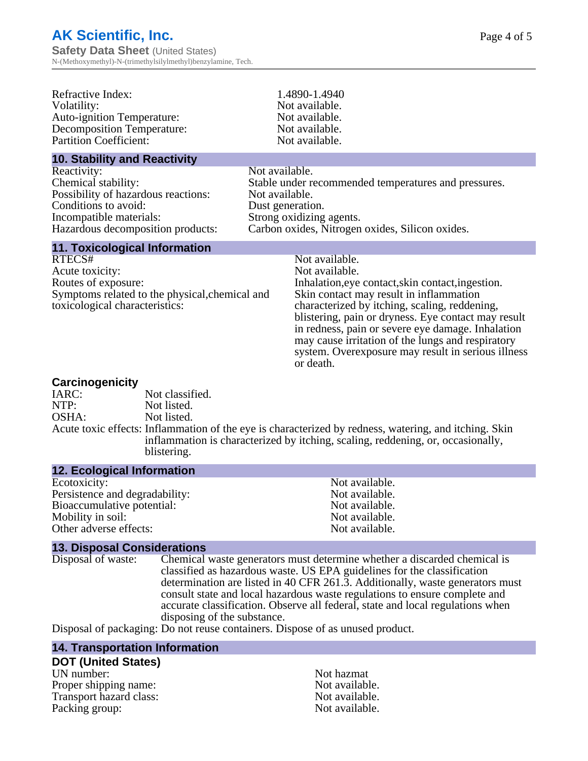| | |
|---|---|
| Refractive Index: | 1.4890-1.4940 |
| Volatility: | Not available. |
| Auto-ignition Temperature: | Not available. |
| Decomposition Temperature: | Not available. |
| Partition Coefficient: | Not available. |

## 10. Stability and Reactivity

| | |
|---|---|
| Reactivity: | Not available. |
| Chemical stability: | Stable under recommended temperatures and pressures. |
| Possibility of hazardous reactions: | Not available. |
| Conditions to avoid: | Dust generation. |
| Incompatible materials: | Strong oxidizing agents. |
| Hazardous decomposition products: | Carbon oxides, Nitrogen oxides, Silicon oxides. |

## 11. Toxicological Information

| | |
|---|---|
| RTECS# | Not available. |
| Acute toxicity: | Not available. |
| Routes of exposure: | Inhalation,eye contact,skin contact,ingestion. |
| Symptoms related to the physical,chemical and toxicological characteristics: | Skin contact may result in inflammation characterized by itching, scaling, reddening, blistering, pain or dryness. Eye contact may result in redness, pain or severe eye damage. Inhalation may cause irritation of the lungs and respiratory system. Overexposure may result in serious illness or death. |

### Carcinogenicity

| | |
|---|---|
| IARC: | Not classified. |
| NTP: | Not listed. |
| OSHA: | Not listed. |
| Acute toxic effects: | Inflammation of the eye is characterized by redness, watering, and itching. Skin inflammation is characterized by itching, scaling, reddening, or, occasionally, blistering. |

## 12. Ecological Information

| | |
|---|---|
| Ecotoxicity: | Not available. |
| Persistence and degradability: | Not available. |
| Bioaccumulative potential: | Not available. |
| Mobility in soil: | Not available. |
| Other adverse effects: | Not available. |

## 13. Disposal Considerations

| | |
|---|---|
| Disposal of waste: | Chemical waste generators must determine whether a discarded chemical is classified as hazardous waste. US EPA guidelines for the classification determination are listed in 40 CFR 261.3. Additionally, waste generators must consult state and local hazardous waste regulations to ensure complete and accurate classification. Observe all federal, state and local regulations when disposing of the substance. |
| Disposal of packaging: | Do not reuse containers. Dispose of as unused product. |

## 14. Transportation Information

### DOT (United States)

| | |
|---|---|
| UN number: | Not hazmat |
| Proper shipping name: | Not available. |
| Transport hazard class: | Not available. |
| Packing group: | Not available. |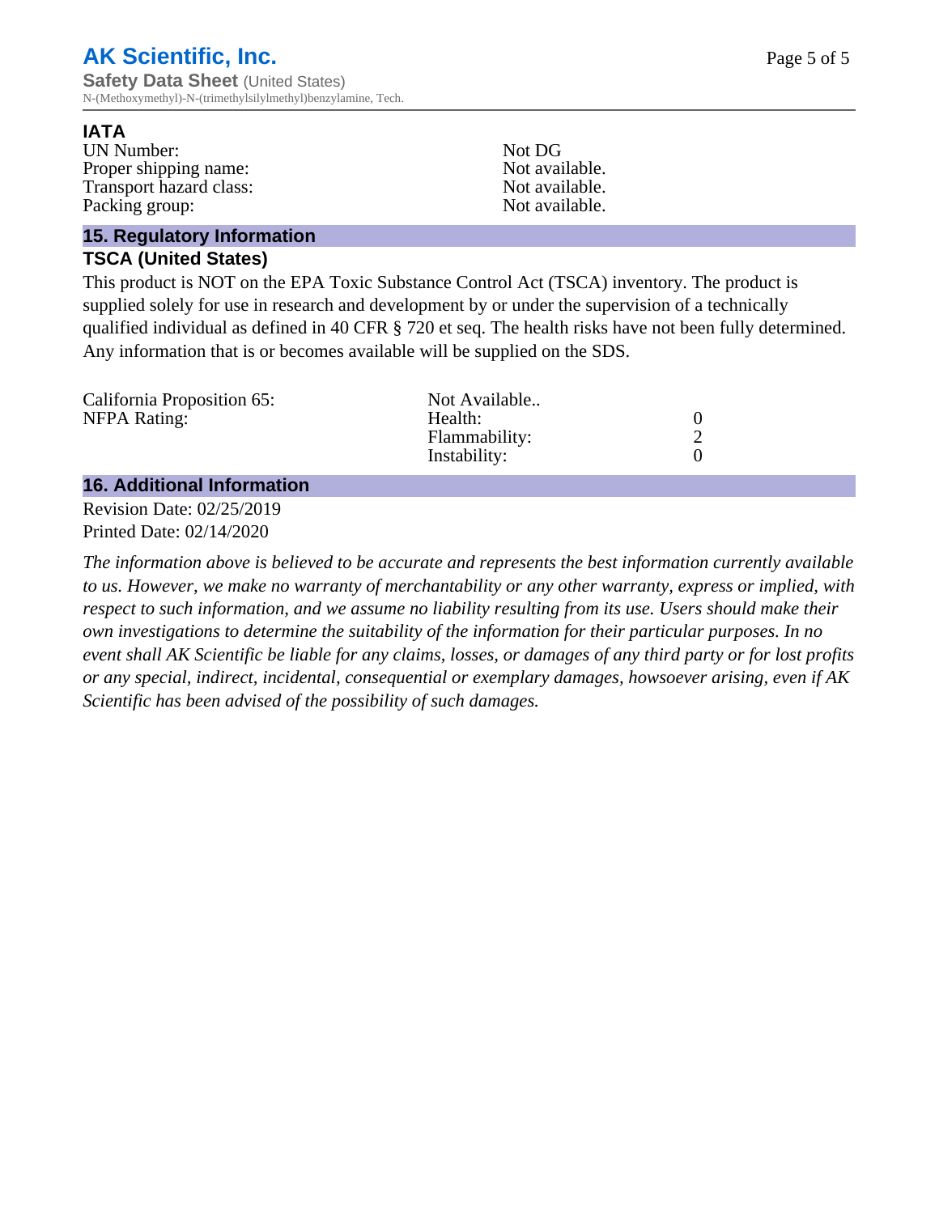### IATA

| | |
|---|---|
| UN Number: | Not DG |
| Proper shipping name: | Not available. |
| Transport hazard class: | Not available. |
| Packing group: | Not available. |

## 15. Regulatory Information

### TSCA (United States)

This product is NOT on the EPA Toxic Substance Control Act (TSCA) inventory. The product is supplied solely for use in research and development by or under the supervision of a technically qualified individual as defined in 40 CFR § 720 et seq. The health risks have not been fully determined. Any information that is or becomes available will be supplied on the SDS.

| | | |
|---|---|---|
| California Proposition 65: | Not Available.. | |
| NFPA Rating: | Health: | 0 |
| | Flammability: | 2 |
| | Instability: | 0 |

## 16. Additional Information

Revision Date: 02/25/2019
Printed Date: 02/14/2020

*The information above is believed to be accurate and represents the best information currently available to us. However, we make no warranty of merchantability or any other warranty, express or implied, with respect to such information, and we assume no liability resulting from its use. Users should make their own investigations to determine the suitability of the information for their particular purposes. In no event shall AK Scientific be liable for any claims, losses, or damages of any third party or for lost profits or any special, indirect, incidental, consequential or exemplary damages, howsoever arising, even if AK Scientific has been advised of the possibility of such damages.*